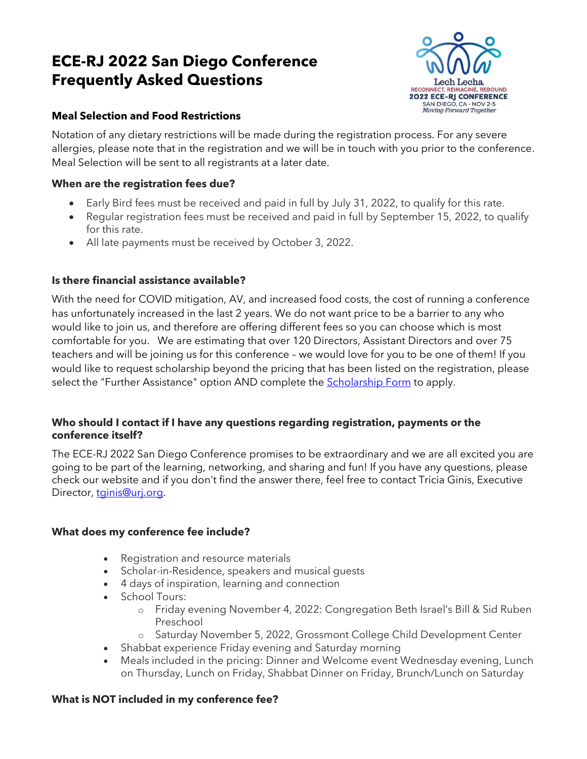# ECE-RJ 2022 San Diego Conference Frequently Asked Questions

Lech Lecha
RECONNECT, REIMAGINE, REBOUND
2022 ECE-RJ CONFERENCE
SAN DIEGO, CA · NOV 2-5
*Moving Forward Together*

### Meal Selection and Food Restrictions

Notation of any dietary restrictions will be made during the registration process. For any severe allergies, please note that in the registration and we will be in touch with you prior to the conference. Meal Selection will be sent to all registrants at a later date.

### When are the registration fees due?

- Early Bird fees must be received and paid in full by July 31, 2022, to qualify for this rate.
- Regular registration fees must be received and paid in full by September 15, 2022, to qualify for this rate.
- All late payments must be received by October 3, 2022.

### Is there financial assistance available?

With the need for COVID mitigation, AV, and increased food costs, the cost of running a conference has unfortunately increased in the last 2 years. We do not want price to be a barrier to any who would like to join us, and therefore are offering different fees so you can choose which is most comfortable for you. We are estimating that over 120 Directors, Assistant Directors and over 75 teachers and will be joining us for this conference – we would love for you to be one of them! If you would like to request scholarship beyond the pricing that has been listed on the registration, please select the "Further Assistance" option AND complete the [Scholarship Form]() to apply.

### Who should I contact if I have any questions regarding registration, payments or the conference itself?

The ECE-RJ 2022 San Diego Conference promises to be extraordinary and we are all excited you are going to be part of the learning, networking, and sharing and fun! If you have any questions, please check our website and if you don't find the answer there, feel free to contact Tricia Ginis, Executive Director, [tginis@urj.org](mailto:tginis@urj.org).

### What does my conference fee include?

- Registration and resource materials
- Scholar-in-Residence, speakers and musical guests
- 4 days of inspiration, learning and connection
- School Tours:
  - Friday evening November 4, 2022: Congregation Beth Israel's Bill & Sid Ruben Preschool
  - Saturday November 5, 2022, Grossmont College Child Development Center
- Shabbat experience Friday evening and Saturday morning
- Meals included in the pricing: Dinner and Welcome event Wednesday evening, Lunch on Thursday, Lunch on Friday, Shabbat Dinner on Friday, Brunch/Lunch on Saturday

### What is NOT included in my conference fee?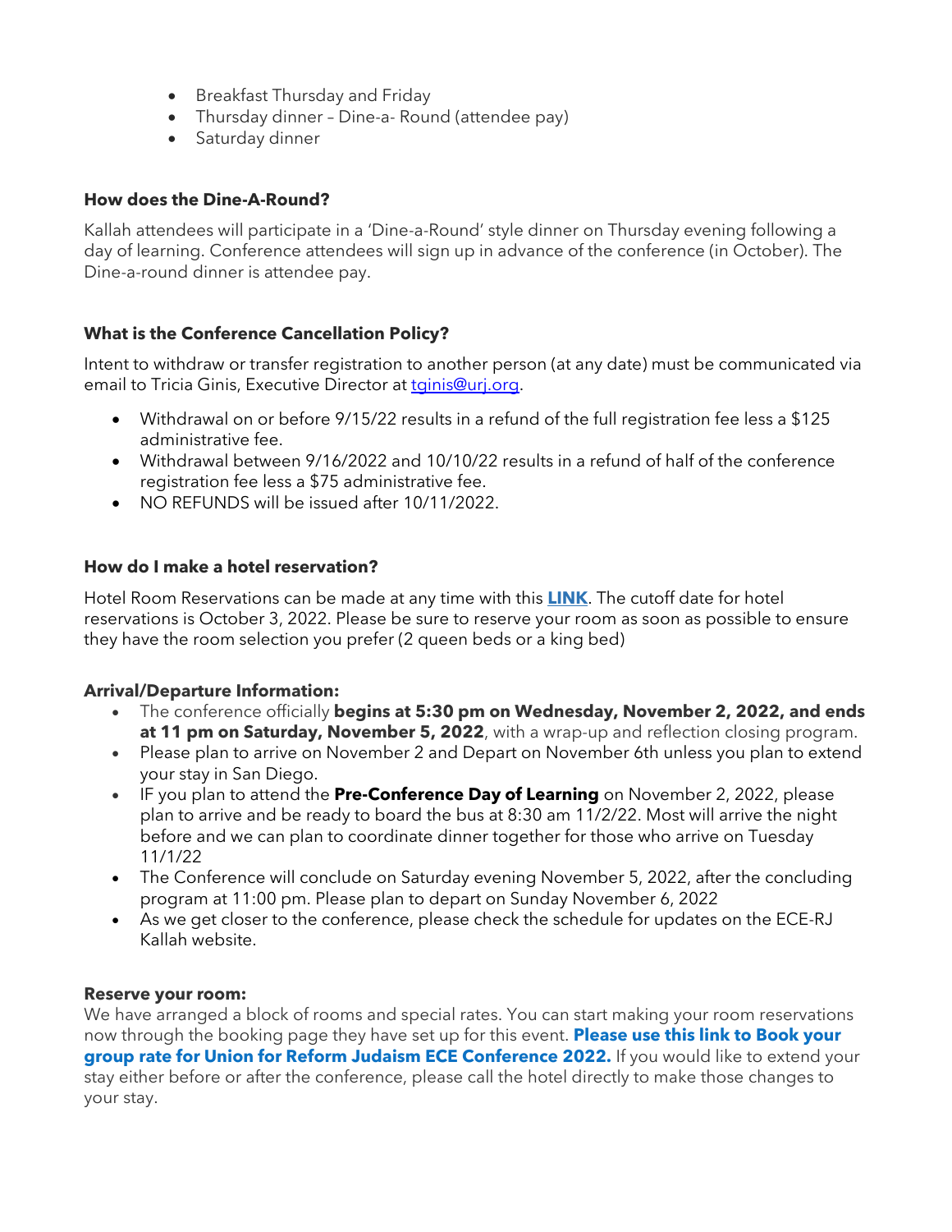- Breakfast Thursday and Friday
- Thursday dinner – Dine-a- Round (attendee pay)
- Saturday dinner

**How does the Dine-A-Round?**

Kallah attendees will participate in a 'Dine-a-Round' style dinner on Thursday evening following a day of learning. Conference attendees will sign up in advance of the conference (in October). The Dine-a-round dinner is attendee pay.

**What is the Conference Cancellation Policy?**

Intent to withdraw or transfer registration to another person (at any date) must be communicated via email to Tricia Ginis, Executive Director at tginis@urj.org.

- Withdrawal on or before 9/15/22 results in a refund of the full registration fee less a $125 administrative fee.
- Withdrawal between 9/16/2022 and 10/10/22 results in a refund of half of the conference registration fee less a $75 administrative fee.
- NO REFUNDS will be issued after 10/11/2022.

**How do I make a hotel reservation?**

Hotel Room Reservations can be made at any time with this **LINK**. The cutoff date for hotel reservations is October 3, 2022. Please be sure to reserve your room as soon as possible to ensure they have the room selection you prefer (2 queen beds or a king bed)

**Arrival/Departure Information:**

- The conference officially **begins at 5:30 pm on Wednesday, November 2, 2022, and ends at 11 pm on Saturday, November 5, 2022**, with a wrap-up and reflection closing program.
- Please plan to arrive on November 2 and Depart on November 6th unless you plan to extend your stay in San Diego.
- IF you plan to attend the **Pre-Conference Day of Learning** on November 2, 2022, please plan to arrive and be ready to board the bus at 8:30 am 11/2/22. Most will arrive the night before and we can plan to coordinate dinner together for those who arrive on Tuesday 11/1/22
- The Conference will conclude on Saturday evening November 5, 2022, after the concluding program at 11:00 pm. Please plan to depart on Sunday November 6, 2022
- As we get closer to the conference, please check the schedule for updates on the ECE-RJ Kallah website.

**Reserve your room:**

We have arranged a block of rooms and special rates. You can start making your room reservations now through the booking page they have set up for this event. **Please use this link to Book your group rate for Union for Reform Judaism ECE Conference 2022.** If you would like to extend your stay either before or after the conference, please call the hotel directly to make those changes to your stay.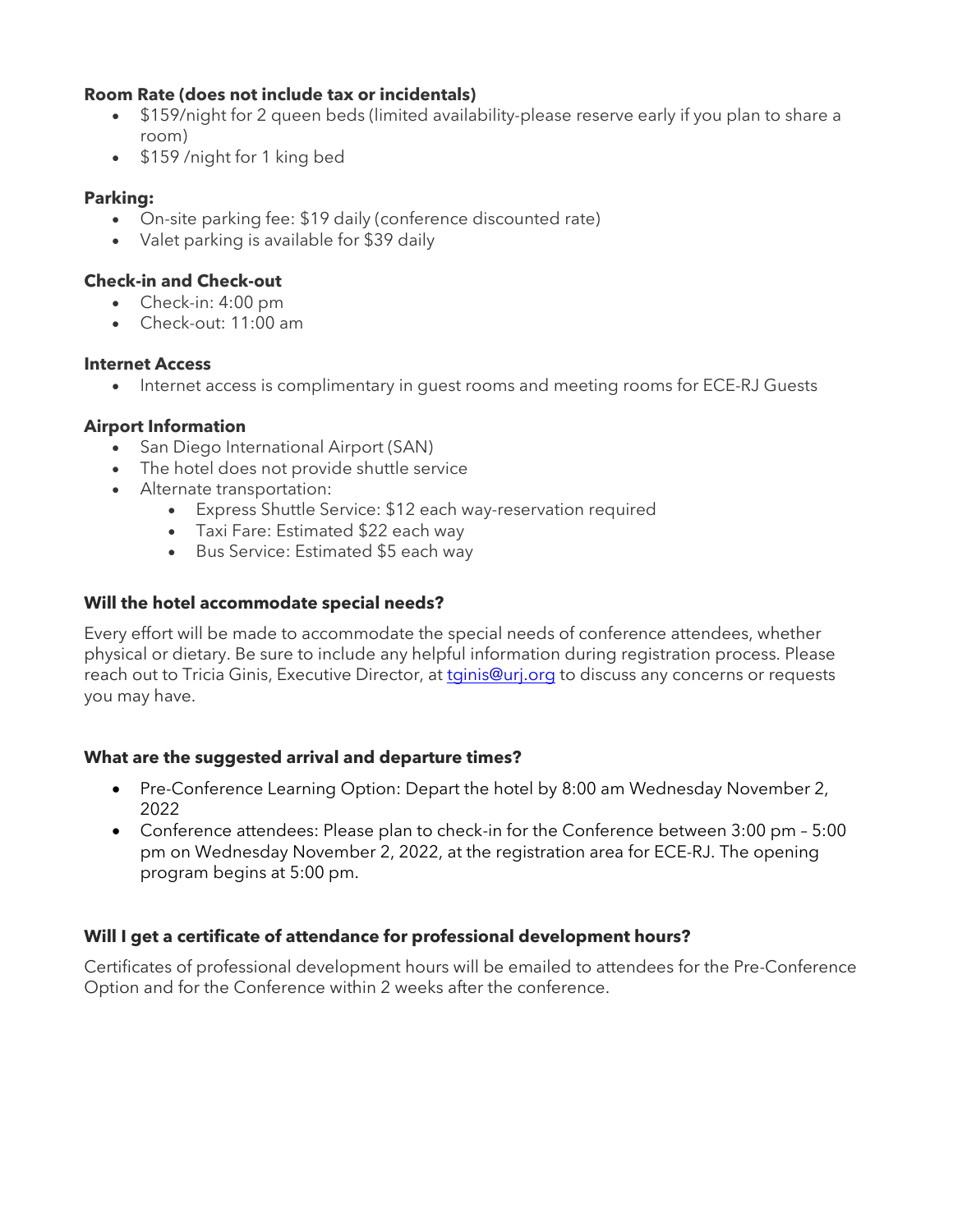**Room Rate (does not include tax or incidentals)**

- $159/night for 2 queen beds (limited availability-please reserve early if you plan to share a room)
- $159 /night for 1 king bed

**Parking:**

- On-site parking fee: $19 daily (conference discounted rate)
- Valet parking is available for $39 daily

**Check-in and Check-out**

- Check-in: 4:00 pm
- Check-out: 11:00 am

**Internet Access**

- Internet access is complimentary in guest rooms and meeting rooms for ECE-RJ Guests

**Airport Information**

- San Diego International Airport (SAN)
- The hotel does not provide shuttle service
- Alternate transportation:
  - Express Shuttle Service: $12 each way-reservation required
  - Taxi Fare: Estimated $22 each way
  - Bus Service: Estimated $5 each way

**Will the hotel accommodate special needs?**

Every effort will be made to accommodate the special needs of conference attendees, whether physical or dietary. Be sure to include any helpful information during registration process. Please reach out to Tricia Ginis, Executive Director, at [tginis@urj.org](mailto:tginis@urj.org) to discuss any concerns or requests you may have.

**What are the suggested arrival and departure times?**

- Pre-Conference Learning Option: Depart the hotel by 8:00 am Wednesday November 2, 2022
- Conference attendees: Please plan to check-in for the Conference between 3:00 pm – 5:00 pm on Wednesday November 2, 2022, at the registration area for ECE-RJ. The opening program begins at 5:00 pm.

**Will I get a certificate of attendance for professional development hours?**

Certificates of professional development hours will be emailed to attendees for the Pre-Conference Option and for the Conference within 2 weeks after the conference.